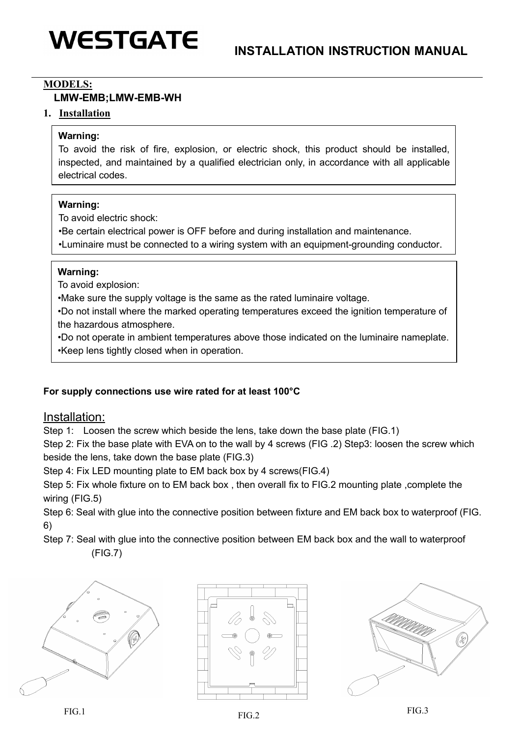# WESTGATE

## INSTALLATION INSTRUCTION MANUAL

**MODELS:**

**LMW-EMB;LMW-EMB-WH**

## 1. Installation

**Warning:**
To avoid the risk of fire, explosion, or electric shock, this product should be installed, inspected, and maintained by a qualified electrician only, in accordance with all applicable electrical codes.

**Warning:**
To avoid electric shock:
- Be certain electrical power is OFF before and during installation and maintenance.
- Luminaire must be connected to a wiring system with an equipment-grounding conductor.

**Warning:**
To avoid explosion:
- Make sure the supply voltage is the same as the rated luminaire voltage.
- Do not install where the marked operating temperatures exceed the ignition temperature of the hazardous atmosphere.
- Do not operate in ambient temperatures above those indicated on the luminaire nameplate.
- Keep lens tightly closed when in operation.

**For supply connections use wire rated for at least 100°C**

### Installation:

Step 1: Loosen the screw which beside the lens, take down the base plate (FIG.1)

Step 2: Fix the base plate with EVA on to the wall by 4 screws (FIG .2) Step3: loosen the screw which beside the lens, take down the base plate (FIG.3)

Step 4: Fix LED mounting plate to EM back box by 4 screws(FIG.4)

Step 5: Fix whole fixture on to EM back box , then overall fix to FIG.2 mounting plate ,complete the wiring (FIG.5)

Step 6: Seal with glue into the connective position between fixture and EM back box to waterproof (FIG. 6)

Step 7: Seal with glue into the connective position between EM back box and the wall to waterproof (FIG.7)

FIG.1

FIG.2

FIG.3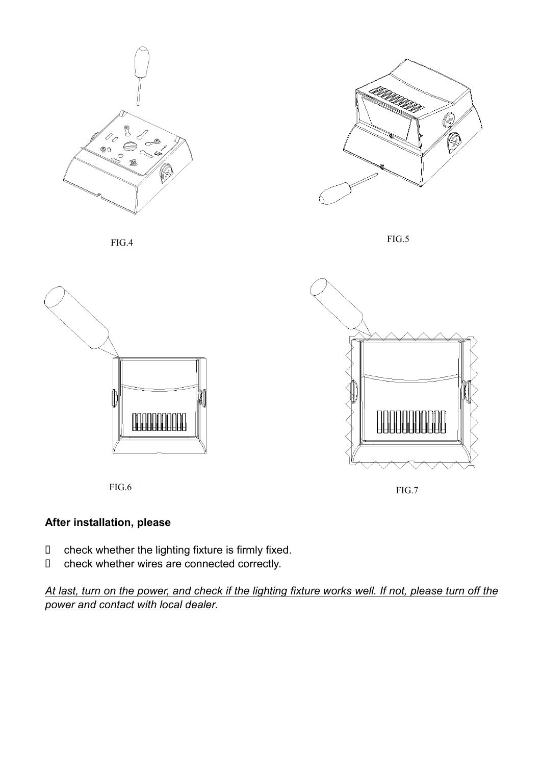FIG.4

FIG.5

FIG.6

FIG.7

**After installation, please**

- check whether the lighting fixture is firmly fixed.
- check whether wires are connected correctly.

*At last, turn on the power, and check if the lighting fixture works well. If not, please turn off the power and contact with local dealer.*